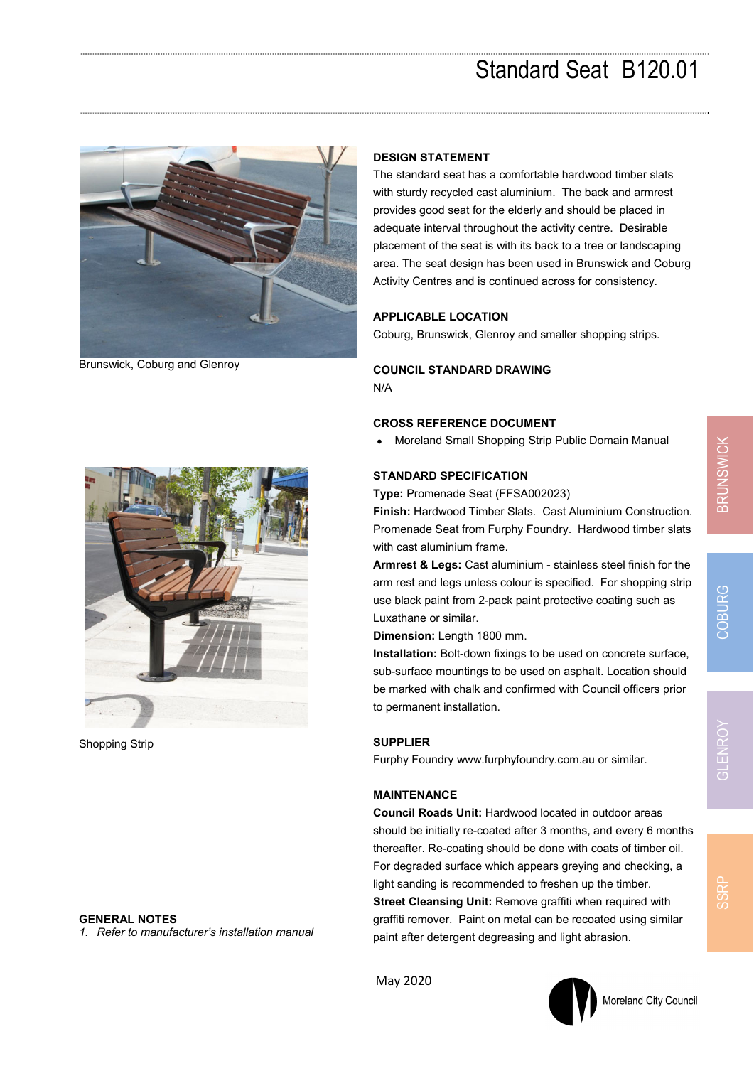# Standard Seat B120.01

Brunswick, Coburg and Glenroy

Shopping Strip

## DESIGN STATEMENT

The standard seat has a comfortable hardwood timber slats with sturdy recycled cast aluminium. The back and armrest provides good seat for the elderly and should be placed in adequate interval throughout the activity centre. Desirable placement of the seat is with its back to a tree or landscaping area. The seat design has been used in Brunswick and Coburg Activity Centres and is continued across for consistency.

## APPLICABLE LOCATION

Coburg, Brunswick, Glenroy and smaller shopping strips.

## COUNCIL STANDARD DRAWING

N/A

## CROSS REFERENCE DOCUMENT

- Moreland Small Shopping Strip Public Domain Manual

## STANDARD SPECIFICATION

**Type:** Promenade Seat (FFSA002023)

**Finish:** Hardwood Timber Slats. Cast Aluminium Construction. Promenade Seat from Furphy Foundry. Hardwood timber slats with cast aluminium frame.

**Armrest & Legs:** Cast aluminium - stainless steel finish for the arm rest and legs unless colour is specified. For shopping strip use black paint from 2-pack paint protective coating such as Luxathane or similar.

**Dimension:** Length 1800 mm.

**Installation:** Bolt-down fixings to be used on concrete surface, sub-surface mountings to be used on asphalt. Location should be marked with chalk and confirmed with Council officers prior to permanent installation.

## SUPPLIER

Furphy Foundry www.furphyfoundry.com.au or similar.

## MAINTENANCE

**Council Roads Unit:** Hardwood located in outdoor areas should be initially re-coated after 3 months, and every 6 months thereafter. Re-coating should be done with coats of timber oil. For degraded surface which appears greying and checking, a light sanding is recommended to freshen up the timber.

**Street Cleansing Unit:** Remove graffiti when required with graffiti remover. Paint on metal can be recoated using similar paint after detergent degreasing and light abrasion.

## GENERAL NOTES

1. *Refer to manufacturer's installation manual*

May 2020

Moreland City Council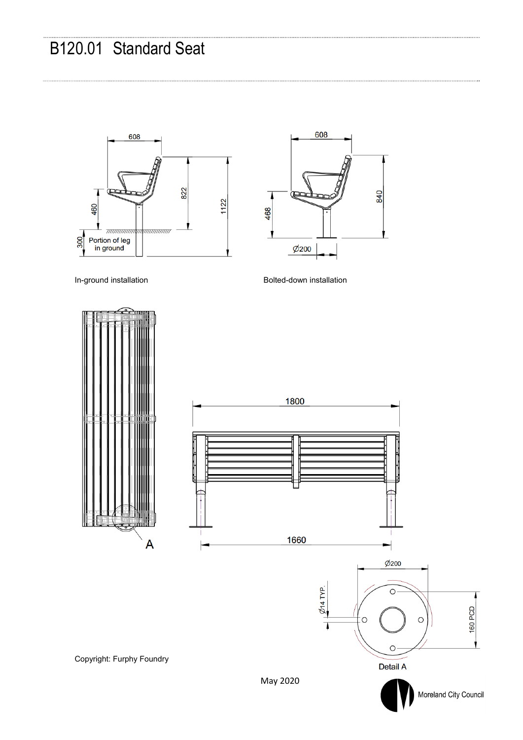# B120.01 Standard Seat

608

460

822

1122

300

Portion of leg in ground

In-ground installation

608

468

840

Ø200

Bolted-down installation

A

1800

1660

Ø200

Ø14 TYP.

160 PCD

Detail A

Copyright: Furphy Foundry

May 2020

Moreland City Council